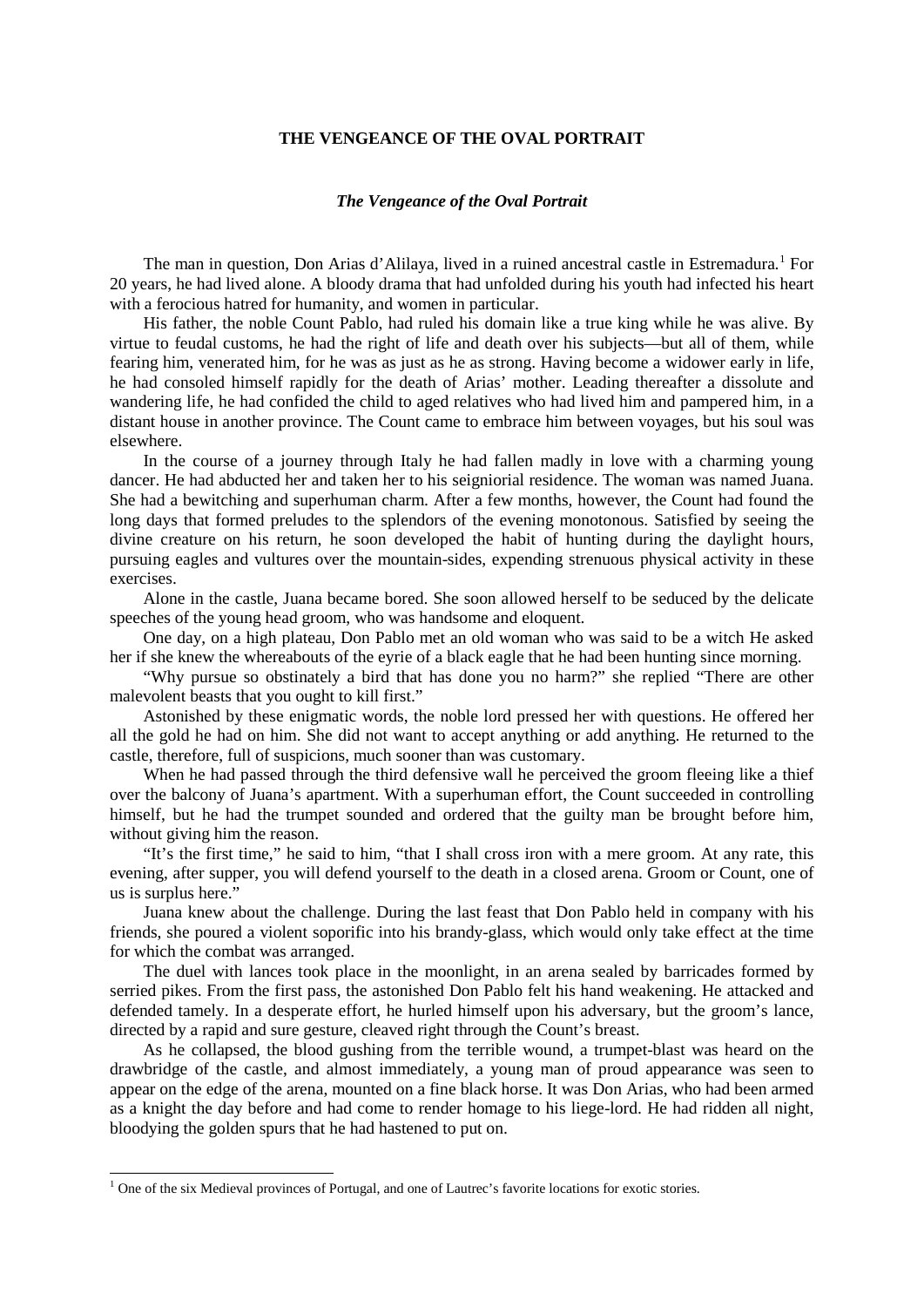**THE VENGEANCE OF THE OVAL PORTRAIT**

***The Vengeance of the Oval Portrait***

The man in question, Don Arias d'Alilaya, lived in a ruined ancestral castle in Estremadura.[1] For 20 years, he had lived alone. A bloody drama that had unfolded during his youth had infected his heart with a ferocious hatred for humanity, and women in particular.

His father, the noble Count Pablo, had ruled his domain like a true king while he was alive. By virtue to feudal customs, he had the right of life and death over his subjects—but all of them, while fearing him, venerated him, for he was as just as he as strong. Having become a widower early in life, he had consoled himself rapidly for the death of Arias' mother. Leading thereafter a dissolute and wandering life, he had confided the child to aged relatives who had lived him and pampered him, in a distant house in another province. The Count came to embrace him between voyages, but his soul was elsewhere.

In the course of a journey through Italy he had fallen madly in love with a charming young dancer. He had abducted her and taken her to his seigniorial residence. The woman was named Juana. She had a bewitching and superhuman charm. After a few months, however, the Count had found the long days that formed preludes to the splendors of the evening monotonous. Satisfied by seeing the divine creature on his return, he soon developed the habit of hunting during the daylight hours, pursuing eagles and vultures over the mountain-sides, expending strenuous physical activity in these exercises.

Alone in the castle, Juana became bored. She soon allowed herself to be seduced by the delicate speeches of the young head groom, who was handsome and eloquent.

One day, on a high plateau, Don Pablo met an old woman who was said to be a witch He asked her if she knew the whereabouts of the eyrie of a black eagle that he had been hunting since morning.

"Why pursue so obstinately a bird that has done you no harm?" she replied "There are other malevolent beasts that you ought to kill first."

Astonished by these enigmatic words, the noble lord pressed her with questions. He offered her all the gold he had on him. She did not want to accept anything or add anything. He returned to the castle, therefore, full of suspicions, much sooner than was customary.

When he had passed through the third defensive wall he perceived the groom fleeing like a thief over the balcony of Juana's apartment. With a superhuman effort, the Count succeeded in controlling himself, but he had the trumpet sounded and ordered that the guilty man be brought before him, without giving him the reason.

"It's the first time," he said to him, "that I shall cross iron with a mere groom. At any rate, this evening, after supper, you will defend yourself to the death in a closed arena. Groom or Count, one of us is surplus here."

Juana knew about the challenge. During the last feast that Don Pablo held in company with his friends, she poured a violent soporific into his brandy-glass, which would only take effect at the time for which the combat was arranged.

The duel with lances took place in the moonlight, in an arena sealed by barricades formed by serried pikes. From the first pass, the astonished Don Pablo felt his hand weakening. He attacked and defended tamely. In a desperate effort, he hurled himself upon his adversary, but the groom's lance, directed by a rapid and sure gesture, cleaved right through the Count's breast.

As he collapsed, the blood gushing from the terrible wound, a trumpet-blast was heard on the drawbridge of the castle, and almost immediately, a young man of proud appearance was seen to appear on the edge of the arena, mounted on a fine black horse. It was Don Arias, who had been armed as a knight the day before and had come to render homage to his liege-lord. He had ridden all night, bloodying the golden spurs that he had hastened to put on.

---

[1] One of the six Medieval provinces of Portugal, and one of Lautrec's favorite locations for exotic stories.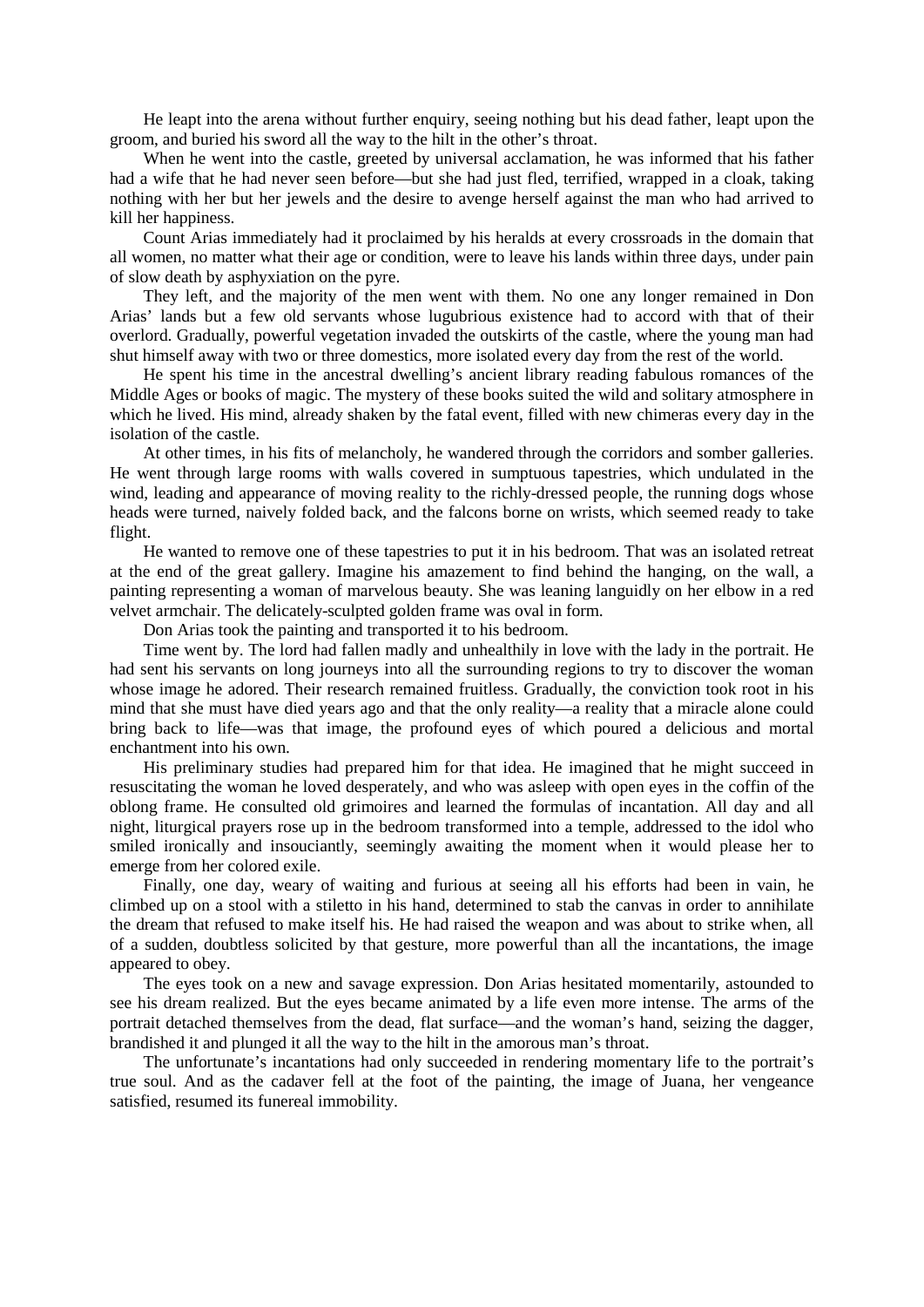He leapt into the arena without further enquiry, seeing nothing but his dead father, leapt upon the groom, and buried his sword all the way to the hilt in the other's throat.

When he went into the castle, greeted by universal acclamation, he was informed that his father had a wife that he had never seen before—but she had just fled, terrified, wrapped in a cloak, taking nothing with her but her jewels and the desire to avenge herself against the man who had arrived to kill her happiness.

Count Arias immediately had it proclaimed by his heralds at every crossroads in the domain that all women, no matter what their age or condition, were to leave his lands within three days, under pain of slow death by asphyxiation on the pyre.

They left, and the majority of the men went with them. No one any longer remained in Don Arias' lands but a few old servants whose lugubrious existence had to accord with that of their overlord. Gradually, powerful vegetation invaded the outskirts of the castle, where the young man had shut himself away with two or three domestics, more isolated every day from the rest of the world.

He spent his time in the ancestral dwelling's ancient library reading fabulous romances of the Middle Ages or books of magic. The mystery of these books suited the wild and solitary atmosphere in which he lived. His mind, already shaken by the fatal event, filled with new chimeras every day in the isolation of the castle.

At other times, in his fits of melancholy, he wandered through the corridors and somber galleries. He went through large rooms with walls covered in sumptuous tapestries, which undulated in the wind, leading and appearance of moving reality to the richly-dressed people, the running dogs whose heads were turned, naively folded back, and the falcons borne on wrists, which seemed ready to take flight.

He wanted to remove one of these tapestries to put it in his bedroom. That was an isolated retreat at the end of the great gallery. Imagine his amazement to find behind the hanging, on the wall, a painting representing a woman of marvelous beauty. She was leaning languidly on her elbow in a red velvet armchair. The delicately-sculpted golden frame was oval in form.

Don Arias took the painting and transported it to his bedroom.

Time went by. The lord had fallen madly and unhealthily in love with the lady in the portrait. He had sent his servants on long journeys into all the surrounding regions to try to discover the woman whose image he adored. Their research remained fruitless. Gradually, the conviction took root in his mind that she must have died years ago and that the only reality—a reality that a miracle alone could bring back to life—was that image, the profound eyes of which poured a delicious and mortal enchantment into his own.

His preliminary studies had prepared him for that idea. He imagined that he might succeed in resuscitating the woman he loved desperately, and who was asleep with open eyes in the coffin of the oblong frame. He consulted old grimoires and learned the formulas of incantation. All day and all night, liturgical prayers rose up in the bedroom transformed into a temple, addressed to the idol who smiled ironically and insouciantly, seemingly awaiting the moment when it would please her to emerge from her colored exile.

Finally, one day, weary of waiting and furious at seeing all his efforts had been in vain, he climbed up on a stool with a stiletto in his hand, determined to stab the canvas in order to annihilate the dream that refused to make itself his. He had raised the weapon and was about to strike when, all of a sudden, doubtless solicited by that gesture, more powerful than all the incantations, the image appeared to obey.

The eyes took on a new and savage expression. Don Arias hesitated momentarily, astounded to see his dream realized. But the eyes became animated by a life even more intense. The arms of the portrait detached themselves from the dead, flat surface—and the woman's hand, seizing the dagger, brandished it and plunged it all the way to the hilt in the amorous man's throat.

The unfortunate's incantations had only succeeded in rendering momentary life to the portrait's true soul. And as the cadaver fell at the foot of the painting, the image of Juana, her vengeance satisfied, resumed its funereal immobility.